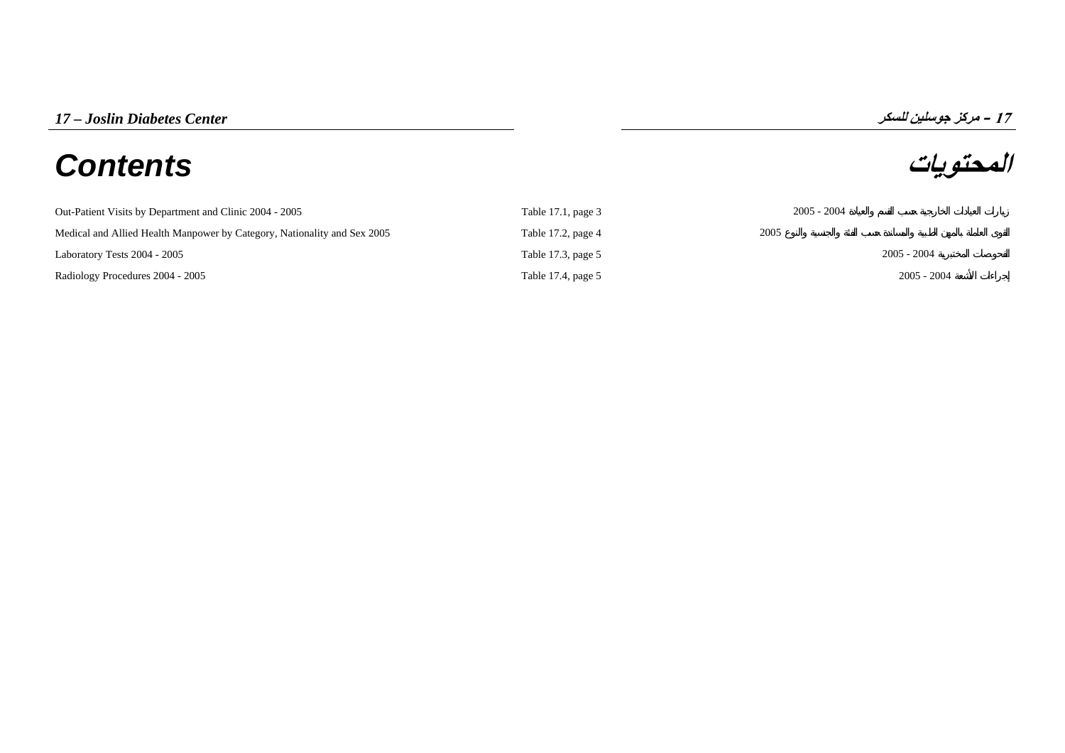*17 – Joslin Diabetes Center*

*17 – مركز جوسلين للسكر*

# Contents

# المحتويات

| | | |
|---|---|---|
| Out-Patient Visits by Department and Clinic 2004 - 2005 | Table 17.1, page 3 | زيارات العيادات الخارجية حسب القسم والعيادة 2004 - 2005 |
| Medical and Allied Health Manpower by Category, Nationality and Sex 2005 | Table 17.2, page 4 | القوى العاملة بالمهن الطبية والمساندة حسب الفئة والجنسية والنوع 2005 |
| Laboratory Tests 2004 - 2005 | Table 17.3, page 5 | الفحوصات المختبرية 2004 - 2005 |
| Radiology Procedures 2004 - 2005 | Table 17.4, page 5 | إجراءات الأشعة 2004 - 2005 |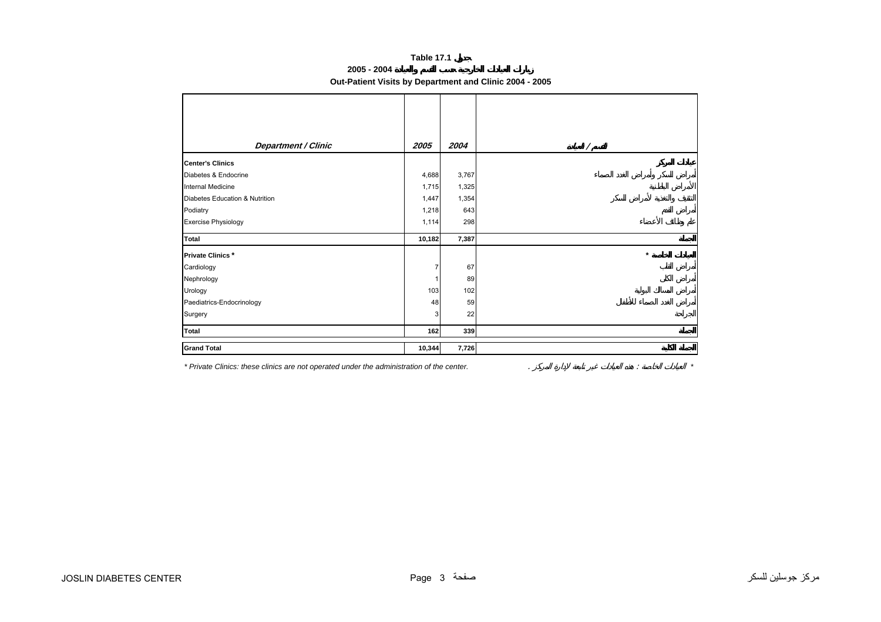# Table 17.1 جدول

## زيارات العيادات الخارجية حسب القسم والعيادة 2004 - 2005

## Out-Patient Visits by Department and Clinic 2004 - 2005

| Department / Clinic | 2005 | 2004 | القسم / العيادة |
|---|---|---|---|
| **Center's Clinics** | | | **عيادات المركز** |
| Diabetes & Endocrine | 4,688 | 3,767 | أمراض السكر وأمراض الغدد الصماء |
| Internal Medicine | 1,715 | 1,325 | الأمراض الباطنية |
| Diabetes Education & Nutrition | 1,447 | 1,354 | التثقيف والتغذية لأمراض السكر |
| Podiatry | 1,218 | 643 | أمراض القدم |
| Exercise Physiology | 1,114 | 298 | علم وظائف الأعضاء |
| **Total** | **10,182** | **7,387** | **الجملة** |
| **Private Clinics *** | | | **العيادات الخاصة *** |
| Cardiology | 7 | 67 | أمراض القلب |
| Nephrology | 1 | 89 | أمراض الكلى |
| Urology | 103 | 102 | أمراض المسالك البولية |
| Paediatrics-Endocrinology | 48 | 59 | أمراض الغدد الصماء للأطفال |
| Surgery | 3 | 22 | الجراحة |
| **Total** | **162** | **339** | **الجملة** |
| **Grand Total** | **10,344** | **7,726** | **الجملة الكلية** |

*\* Private Clinics: these clinics are not operated under the administration of the center.*

*\* العيادات الخاصة : هذه العيادات غير تابعة لإدارة المركز .*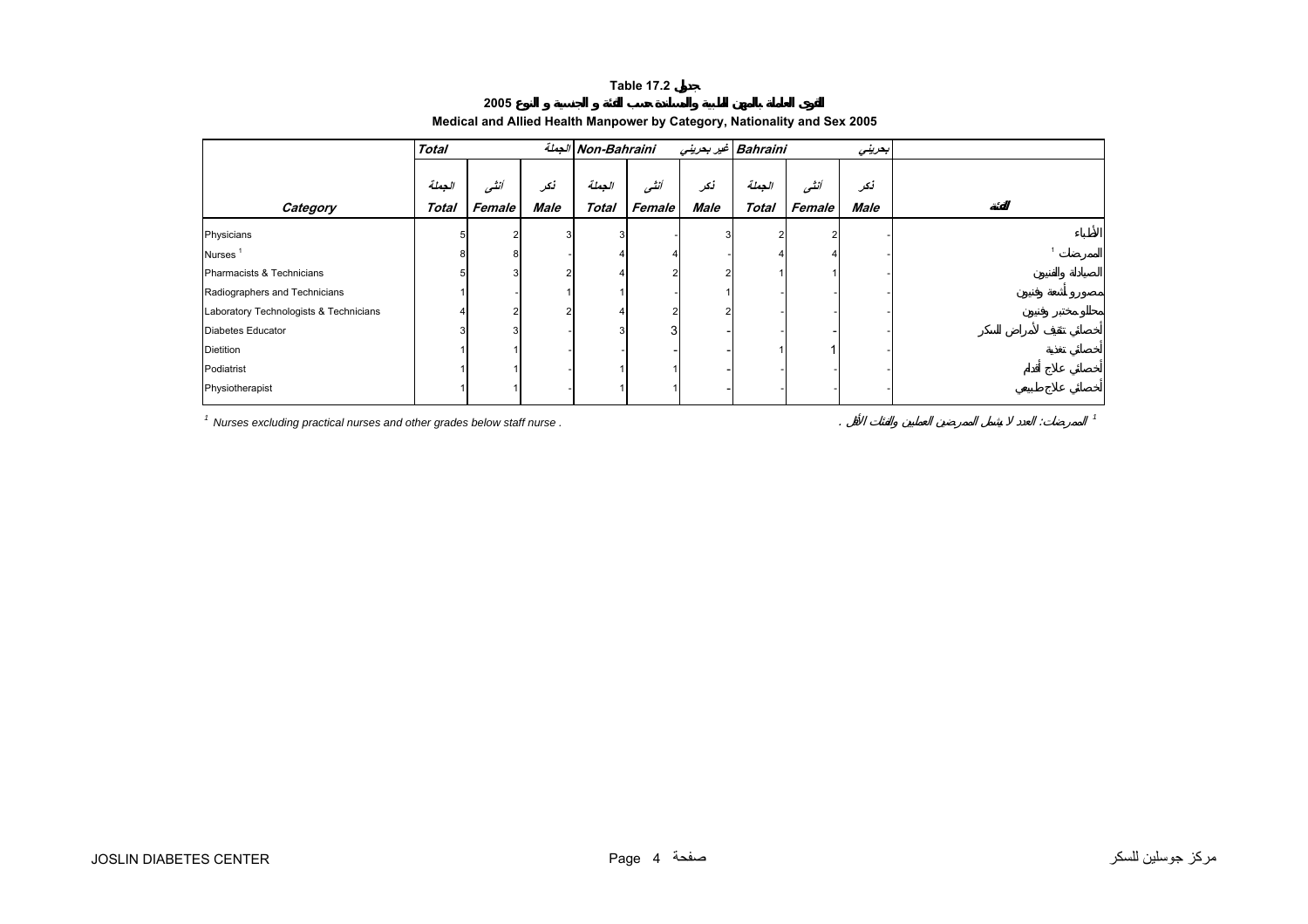**Table 17.2 جدول**

**القوى العاملة بالمهن الطبية والمساندة حسب الفئة و الجنسية و النوع 2005**

**Medical and Allied Health Manpower by Category, Nationality and Sex 2005**

| | Total | | الجملة | Non-Bahraini | | غير بحريني | Bahraini | | بحريني | |
|---|---|---|---|---|---|---|---|---|---|---|
| | الجملة | أنثى | ذكر | الجملة | أنثى | ذكر | الجملة | أنثى | ذكر | |
| **Category** | **Total** | **Female** | **Male** | **Total** | **Female** | **Male** | **Total** | **Female** | **Male** | **الفئة** |
| Physicians | 5 | 2 | 3 | 3 | - | 3 | 2 | 2 | - | الأطباء |
| Nurses [1] | 8 | 8 | - | 4 | 4 | - | 4 | 4 | - | الممرضات [1] |
| Pharmacists & Technicians | 5 | 3 | 2 | 4 | 2 | 2 | 1 | 1 | - | الصيادلة والفنيين |
| Radiographers and Technicians | 1 | - | 1 | 1 | - | 1 | - | - | - | مصورو أشعة وفنيين |
| Laboratory Technologists & Technicians | 4 | 2 | 2 | 4 | 2 | 2 | - | - | - | محللو مختبر وفنيين |
| Diabetes Educator | 3 | 3 | - | 3 | 3 | - | - | - | - | أخصائي تثقيف لأمراض السكر |
| Dietition | 1 | 1 | - | - | - | - | 1 | 1 | - | أخصائي تغذية |
| Podiatrist | 1 | 1 | - | 1 | 1 | - | - | - | - | أخصائي علاج أقدام |
| Physiotherapist | 1 | 1 | - | 1 | 1 | - | - | - | - | أخصائي علاج طبيعي |

[1] Nurses excluding practical nurses and other grades below staff nurse .

[1] الممرضات: العدد لا يشمل الممرضين العمليين والفئات الأقل .

JOSLIN DIABETES CENTER — مركز جوسلين للسكر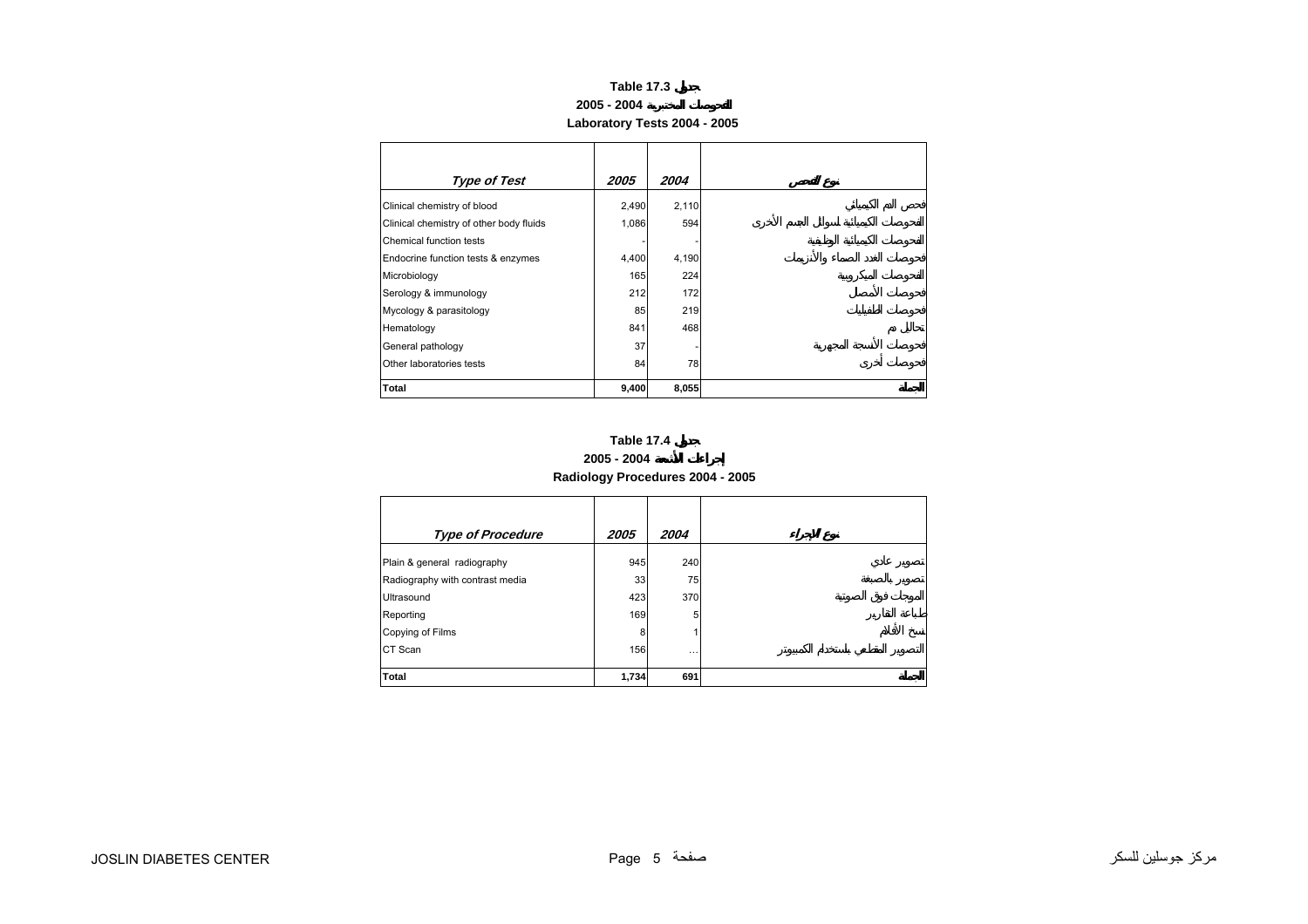**Table 17.3 جدول**

**2005 - 2004 الفحوصات المختبرية**

**Laboratory Tests 2004 - 2005**

| *Type of Test* | *2005* | *2004* | نوع الفحص |
|---|---|---|---|
| Clinical chemistry of blood | 2,490 | 2,110 | فحص الدم الكيميائي |
| Clinical chemistry of other body fluids | 1,086 | 594 | الفحوصات الكيميائية لسوائل الجسم الأخرى |
| Chemical function tests | - | - | الفحوصات الكيميائية الوظيفية |
| Endocrine function tests & enzymes | 4,400 | 4,190 | فحوصات الغدد الصماء والأنزيمات |
| Microbiology | 165 | 224 | الفحوصات الميكروبية |
| Serology & immunology | 212 | 172 | فحوصات الأمصال |
| Mycology & parasitology | 85 | 219 | فحوصات الطفيليات |
| Hematology | 841 | 468 | تحاليل دم |
| General pathology | 37 | - | فحوصات الأنسجة المجهرية |
| Other laboratories tests | 84 | 78 | فحوصات أخرى |
| **Total** | **9,400** | **8,055** | **الجملة** |

**Table 17.4 جدول**

**2005 - 2004 إجراءات الأشعة**

**Radiology Procedures 2004 - 2005**

| *Type of Procedure* | *2005* | *2004* | نوع الإجراء |
|---|---|---|---|
| Plain & general radiography | 945 | 240 | تصوير عادي |
| Radiography with contrast media | 33 | 75 | تصوير بالصبغة |
| Ultrasound | 423 | 370 | الموجات فوق الصوتية |
| Reporting | 169 | 5 | طباعة التقارير |
| Copying of Films | 8 | 1 | نسخ الأفلام |
| CT Scan | 156 | … | التصوير المقطعي باستخدام الكمبيوتر |
| **Total** | **1,734** | **691** | **الجملة** |